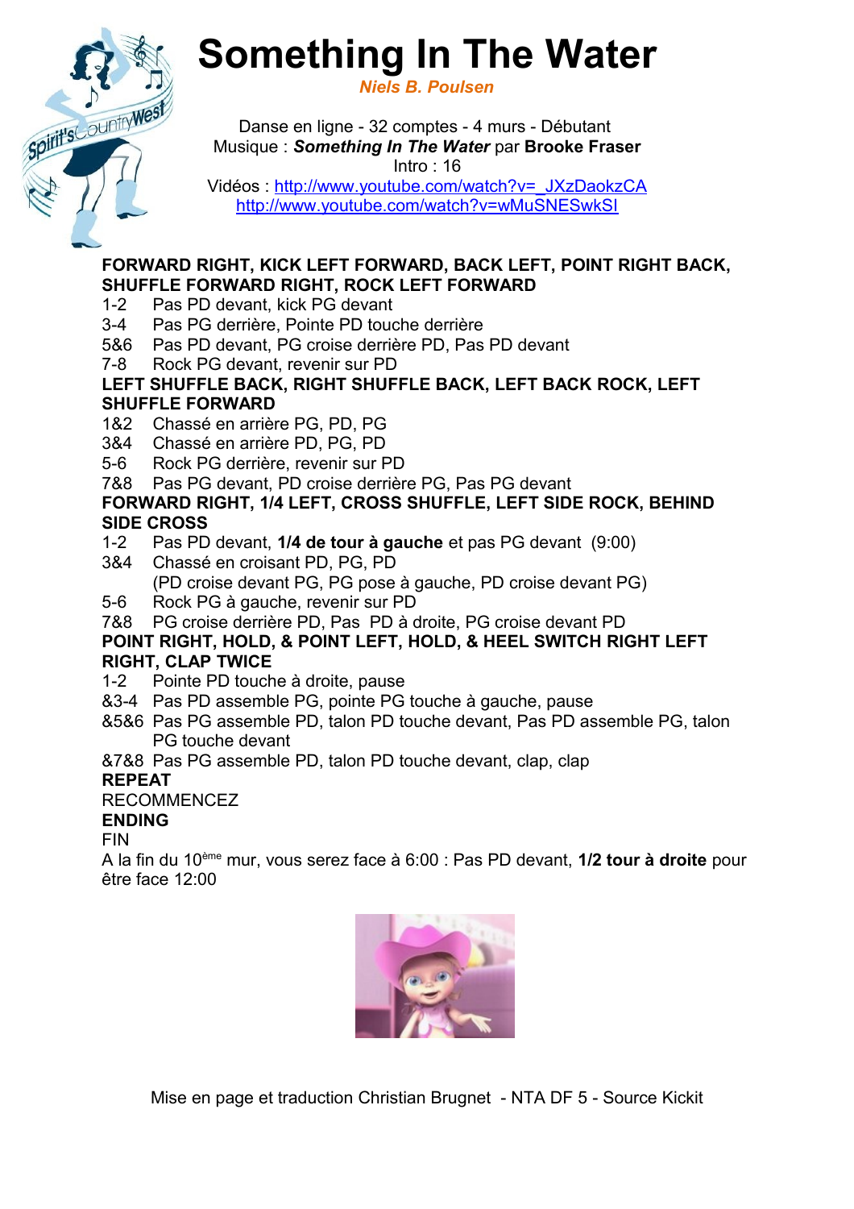# Something In The Water

*Niels B. Poulsen*

Danse en ligne - 32 comptes - 4 murs - Débutant
Musique : ***Something In The Water*** par **Brooke Fraser**
Intro : 16
Vidéos : http://www.youtube.com/watch?v=_JXzDaokzCA
http://www.youtube.com/watch?v=wMuSNESwkSI

**FORWARD RIGHT, KICK LEFT FORWARD, BACK LEFT, POINT RIGHT BACK, SHUFFLE FORWARD RIGHT, ROCK LEFT FORWARD**

1-2 Pas PD devant, kick PG devant
3-4 Pas PG derrière, Pointe PD touche derrière
5&6 Pas PD devant, PG croise derrière PD, Pas PD devant
7-8 Rock PG devant, revenir sur PD

**LEFT SHUFFLE BACK, RIGHT SHUFFLE BACK, LEFT BACK ROCK, LEFT SHUFFLE FORWARD**

1&2 Chassé en arrière PG, PD, PG
3&4 Chassé en arrière PD, PG, PD
5-6 Rock PG derrière, revenir sur PD
7&8 Pas PG devant, PD croise derrière PG, Pas PG devant

**FORWARD RIGHT, 1/4 LEFT, CROSS SHUFFLE, LEFT SIDE ROCK, BEHIND SIDE CROSS**

1-2 Pas PD devant, **1/4 de tour à gauche** et pas PG devant (9:00)
3&4 Chassé en croisant PD, PG, PD
(PD croise devant PG, PG pose à gauche, PD croise devant PG)
5-6 Rock PG à gauche, revenir sur PD
7&8 PG croise derrière PD, Pas PD à droite, PG croise devant PD

**POINT RIGHT, HOLD, & POINT LEFT, HOLD, & HEEL SWITCH RIGHT LEFT RIGHT, CLAP TWICE**

1-2 Pointe PD touche à droite, pause
&3-4 Pas PD assemble PG, pointe PG touche à gauche, pause
&5&6 Pas PG assemble PD, talon PD touche devant, Pas PD assemble PG, talon PG touche devant
&7&8 Pas PG assemble PD, talon PD touche devant, clap, clap

**REPEAT**

RECOMMENCEZ

**ENDING**

FIN

A la fin du 10ème mur, vous serez face à 6:00 : Pas PD devant, **1/2 tour à droite** pour être face 12:00

Mise en page et traduction Christian Brugnet - NTA DF 5 - Source Kickit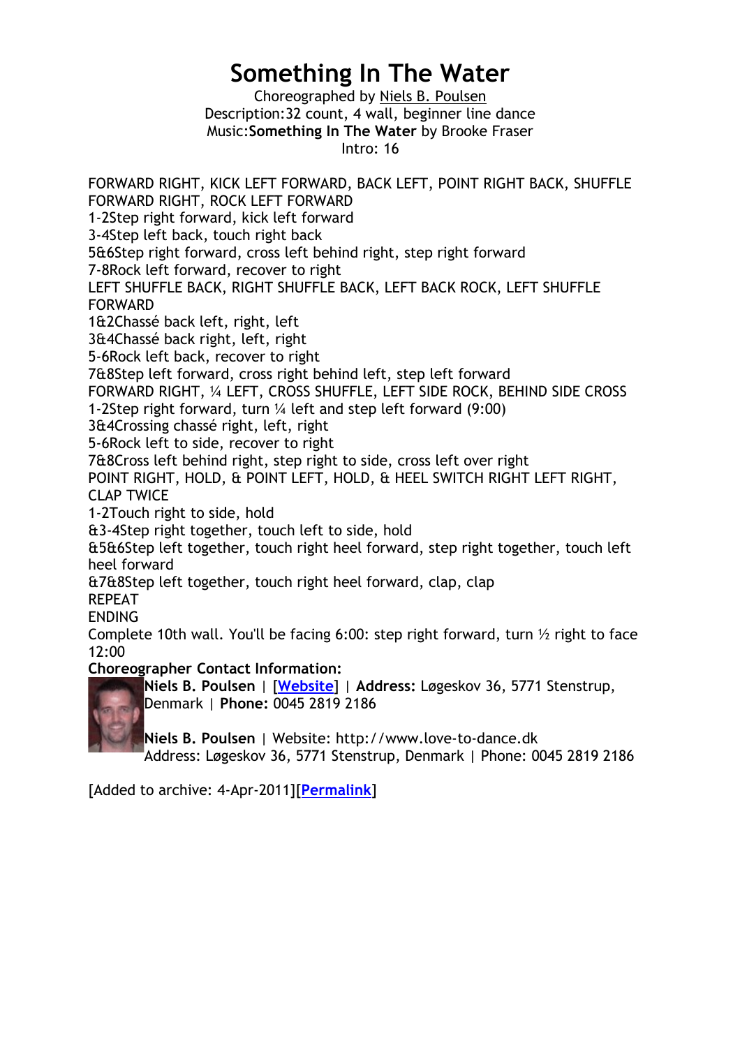# Something In The Water

Choreographed by Niels B. Poulsen
Description:32 count, 4 wall, beginner line dance
Music:**Something In The Water** by Brooke Fraser
Intro: 16

FORWARD RIGHT, KICK LEFT FORWARD, BACK LEFT, POINT RIGHT BACK, SHUFFLE FORWARD RIGHT, ROCK LEFT FORWARD
1-2Step right forward, kick left forward
3-4Step left back, touch right back
5&6Step right forward, cross left behind right, step right forward
7-8Rock left forward, recover to right

LEFT SHUFFLE BACK, RIGHT SHUFFLE BACK, LEFT BACK ROCK, LEFT SHUFFLE FORWARD
1&2Chassé back left, right, left
3&4Chassé back right, left, right
5-6Rock left back, recover to right
7&8Step left forward, cross right behind left, step left forward

FORWARD RIGHT, ¼ LEFT, CROSS SHUFFLE, LEFT SIDE ROCK, BEHIND SIDE CROSS
1-2Step right forward, turn ¼ left and step left forward (9:00)
3&4Crossing chassé right, left, right
5-6Rock left to side, recover to right
7&8Cross left behind right, step right to side, cross left over right

POINT RIGHT, HOLD, & POINT LEFT, HOLD, & HEEL SWITCH RIGHT LEFT RIGHT, CLAP TWICE
1-2Touch right to side, hold
&3-4Step right together, touch left to side, hold
&5&6Step left together, touch right heel forward, step right together, touch left heel forward
&7&8Step left together, touch right heel forward, clap, clap

REPEAT

ENDING
Complete 10th wall. You'll be facing 6:00: step right forward, turn ½ right to face 12:00

**Choreographer Contact Information:**

**Niels B. Poulsen** | [Website] | **Address:** Løgeskov 36, 5771 Stenstrup, Denmark | **Phone:** 0045 2819 2186

**Niels B. Poulsen** | Website: http://www.love-to-dance.dk
Address: Løgeskov 36, 5771 Stenstrup, Denmark | Phone: 0045 2819 2186

[Added to archive: 4-Apr-2011][**Permalink**]